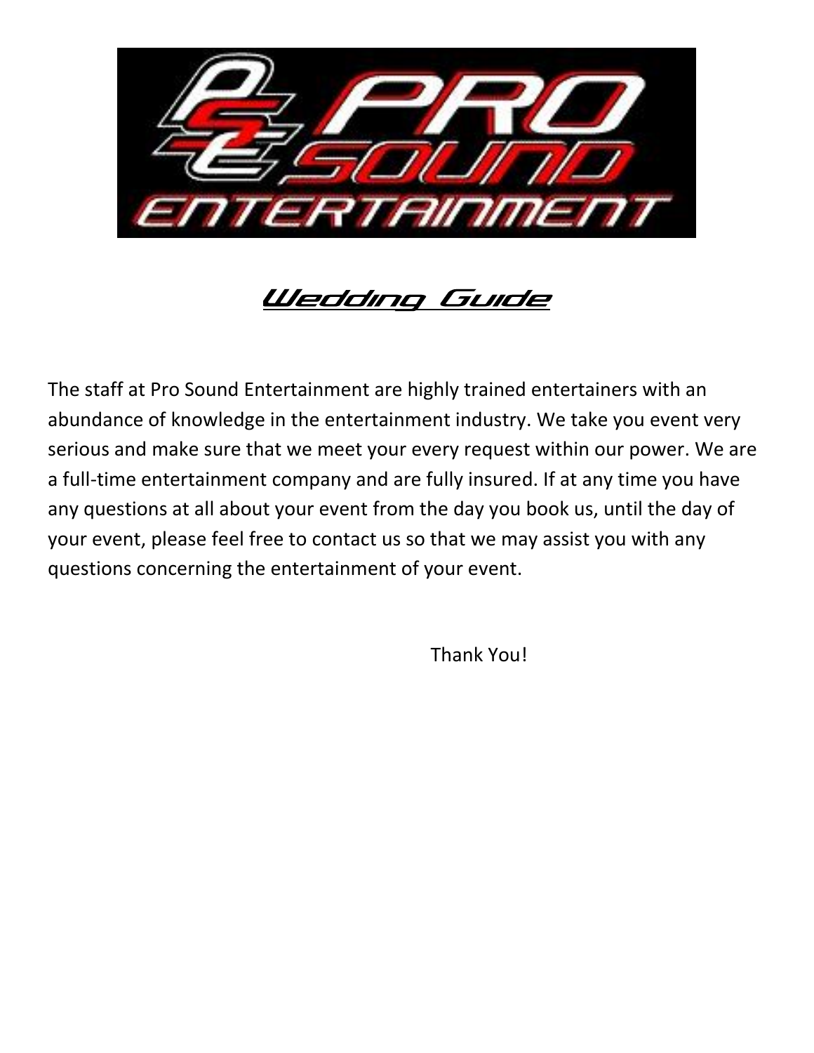# PRO SOUND ENTERTAINMENT

## Wedding Guide

The staff at Pro Sound Entertainment are highly trained entertainers with an abundance of knowledge in the entertainment industry. We take you event very serious and make sure that we meet your every request within our power. We are a full-time entertainment company and are fully insured. If at any time you have any questions at all about your event from the day you book us, until the day of your event, please feel free to contact us so that we may assist you with any questions concerning the entertainment of your event.

Thank You!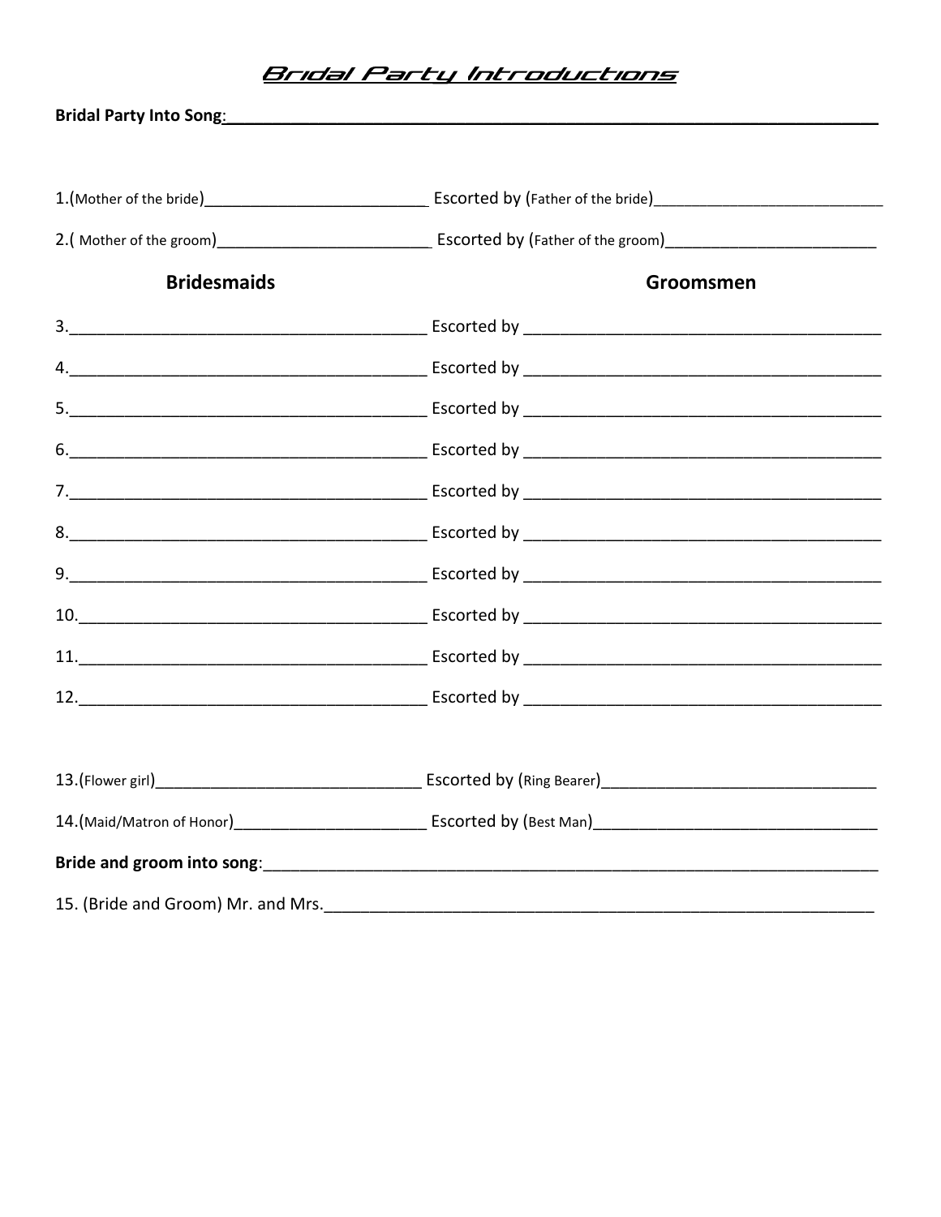# Bridal Party Introductions

**Bridal Party Into Song**:______________________________________________________________________

1.(Mother of the bride)__________________________ Escorted by (Father of the bride)____________________________

2.( Mother of the groom)________________________ Escorted by (Father of the groom)________________________

| **Bridesmaids** | | **Groomsmen** |
|---|---|---|
| 3.______________________________________ | Escorted by | ______________________________________ |
| 4.______________________________________ | Escorted by | ______________________________________ |
| 5.______________________________________ | Escorted by | ______________________________________ |
| 6.______________________________________ | Escorted by | ______________________________________ |
| 7.______________________________________ | Escorted by | ______________________________________ |
| 8.______________________________________ | Escorted by | ______________________________________ |
| 9.______________________________________ | Escorted by | ______________________________________ |
| 10._____________________________________ | Escorted by | ______________________________________ |
| 11._____________________________________ | Escorted by | ______________________________________ |
| 12._____________________________________ | Escorted by | ______________________________________ |

13.(Flower girl)______________________________ Escorted by (Ring Bearer)______________________________

14.(Maid/Matron of Honor)______________________ Escorted by (Best Man)_______________________________

**Bride and groom into song**:_______________________________________________________________________

15. (Bride and Groom) Mr. and Mrs.______________________________________________________________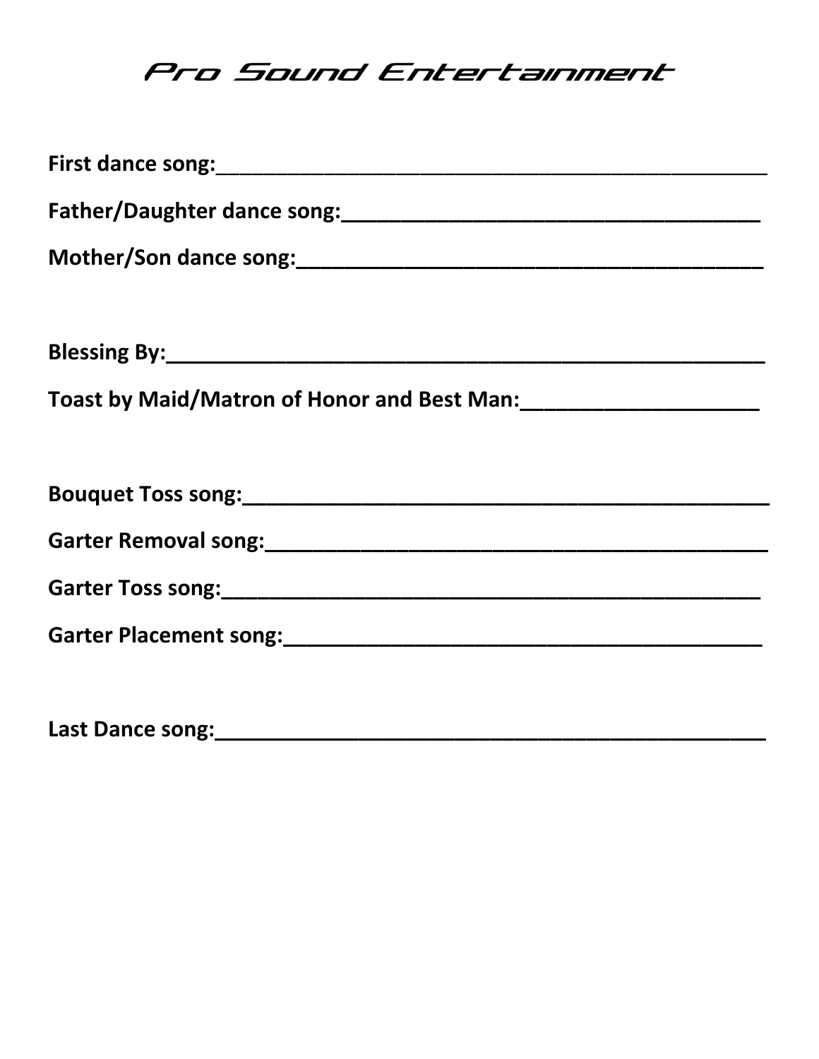# Pro Sound Entertainment

**First dance song:**_______________________________________________

**Father/Daughter dance song:**___________________________________

**Mother/Son dance song:**_______________________________________

**Blessing By:**_____________________________________________________

**Toast by Maid/Matron of Honor and Best Man:**____________________

**Bouquet Toss song:**___________________________________________

**Garter Removal song:**_________________________________________

**Garter Toss song:**____________________________________________

**Garter Placement song:**_______________________________________

**Last Dance song:**_____________________________________________